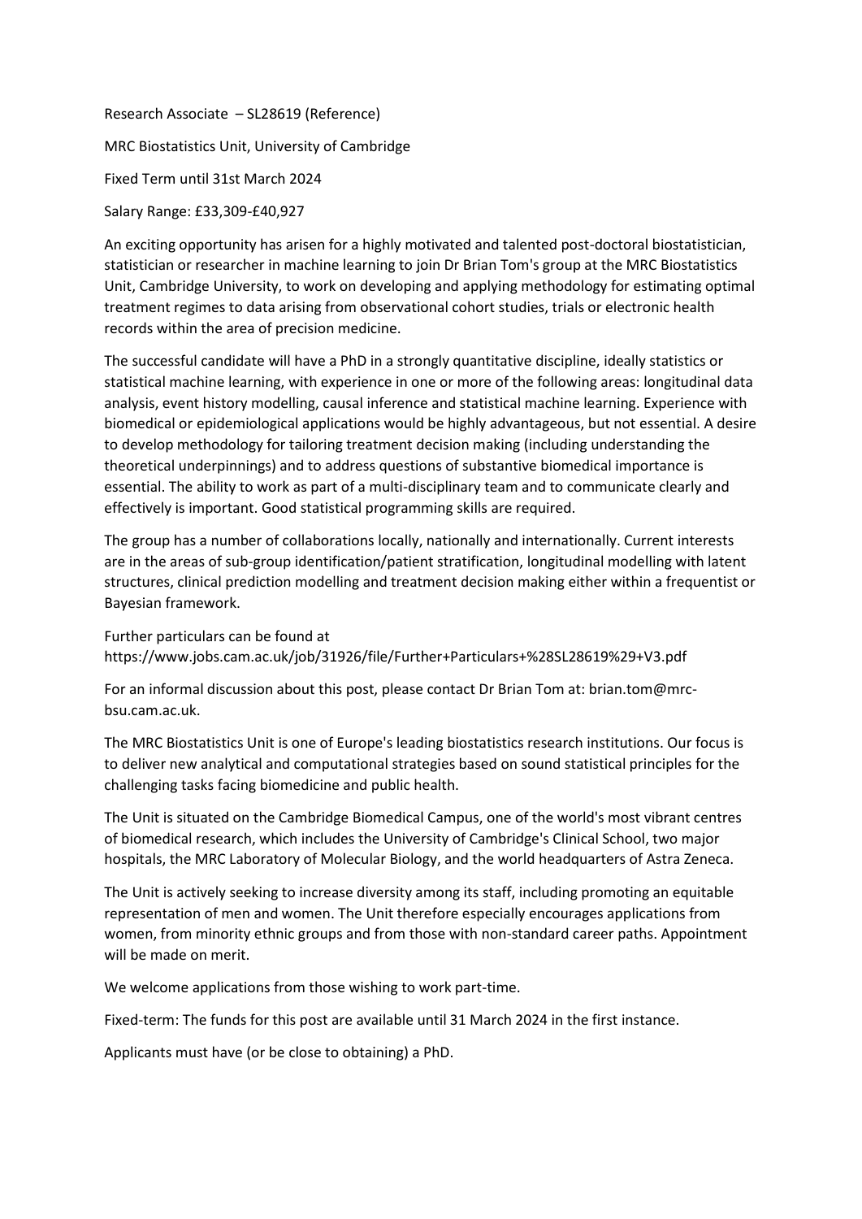Research Associate – SL28619 (Reference)

MRC Biostatistics Unit, University of Cambridge

Fixed Term until 31st March 2024

Salary Range: £33,309-£40,927

An exciting opportunity has arisen for a highly motivated and talented post-doctoral biostatistician, statistician or researcher in machine learning to join Dr Brian Tom's group at the MRC Biostatistics Unit, Cambridge University, to work on developing and applying methodology for estimating optimal treatment regimes to data arising from observational cohort studies, trials or electronic health records within the area of precision medicine.

The successful candidate will have a PhD in a strongly quantitative discipline, ideally statistics or statistical machine learning, with experience in one or more of the following areas: longitudinal data analysis, event history modelling, causal inference and statistical machine learning. Experience with biomedical or epidemiological applications would be highly advantageous, but not essential. A desire to develop methodology for tailoring treatment decision making (including understanding the theoretical underpinnings) and to address questions of substantive biomedical importance is essential. The ability to work as part of a multi-disciplinary team and to communicate clearly and effectively is important. Good statistical programming skills are required.

The group has a number of collaborations locally, nationally and internationally. Current interests are in the areas of sub-group identification/patient stratification, longitudinal modelling with latent structures, clinical prediction modelling and treatment decision making either within a frequentist or Bayesian framework.

Further particulars can be found at https://www.jobs.cam.ac.uk/job/31926/file/Further+Particulars+%28SL28619%29+V3.pdf

For an informal discussion about this post, please contact Dr Brian Tom at: brian.tom@mrc-bsu.cam.ac.uk.

The MRC Biostatistics Unit is one of Europe's leading biostatistics research institutions. Our focus is to deliver new analytical and computational strategies based on sound statistical principles for the challenging tasks facing biomedicine and public health.

The Unit is situated on the Cambridge Biomedical Campus, one of the world's most vibrant centres of biomedical research, which includes the University of Cambridge's Clinical School, two major hospitals, the MRC Laboratory of Molecular Biology, and the world headquarters of Astra Zeneca.

The Unit is actively seeking to increase diversity among its staff, including promoting an equitable representation of men and women. The Unit therefore especially encourages applications from women, from minority ethnic groups and from those with non-standard career paths. Appointment will be made on merit.

We welcome applications from those wishing to work part-time.

Fixed-term: The funds for this post are available until 31 March 2024 in the first instance.

Applicants must have (or be close to obtaining) a PhD.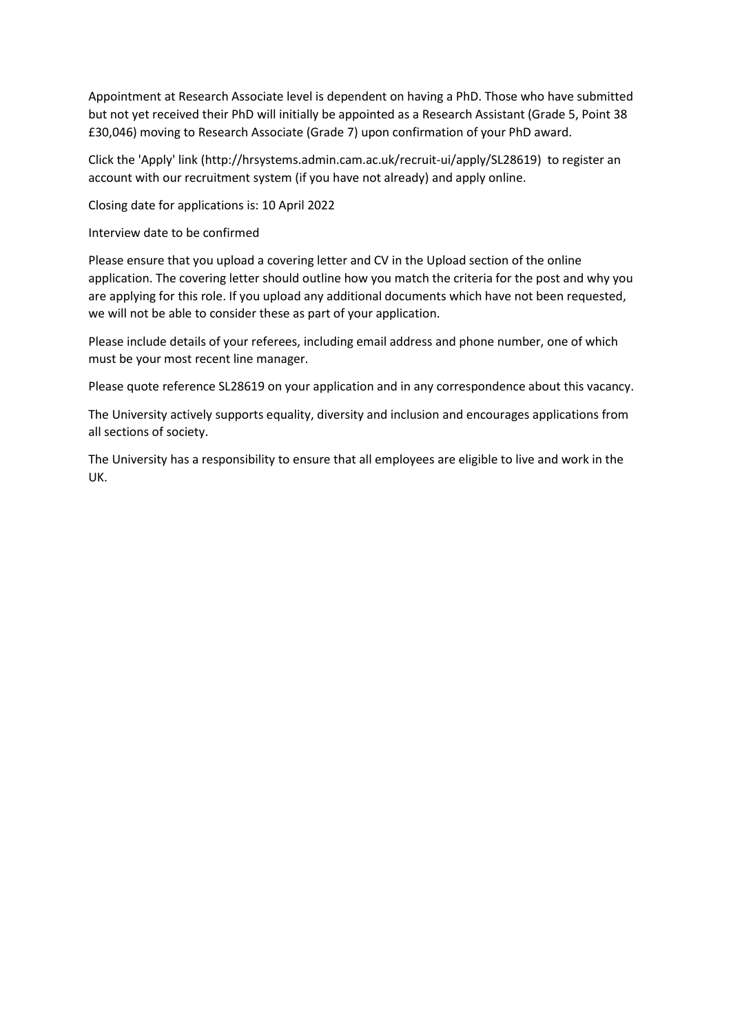Appointment at Research Associate level is dependent on having a PhD. Those who have submitted but not yet received their PhD will initially be appointed as a Research Assistant (Grade 5, Point 38 £30,046) moving to Research Associate (Grade 7) upon confirmation of your PhD award.

Click the 'Apply' link (http://hrsystems.admin.cam.ac.uk/recruit-ui/apply/SL28619) to register an account with our recruitment system (if you have not already) and apply online.

Closing date for applications is: 10 April 2022

Interview date to be confirmed

Please ensure that you upload a covering letter and CV in the Upload section of the online application. The covering letter should outline how you match the criteria for the post and why you are applying for this role. If you upload any additional documents which have not been requested, we will not be able to consider these as part of your application.

Please include details of your referees, including email address and phone number, one of which must be your most recent line manager.

Please quote reference SL28619 on your application and in any correspondence about this vacancy.

The University actively supports equality, diversity and inclusion and encourages applications from all sections of society.

The University has a responsibility to ensure that all employees are eligible to live and work in the UK.